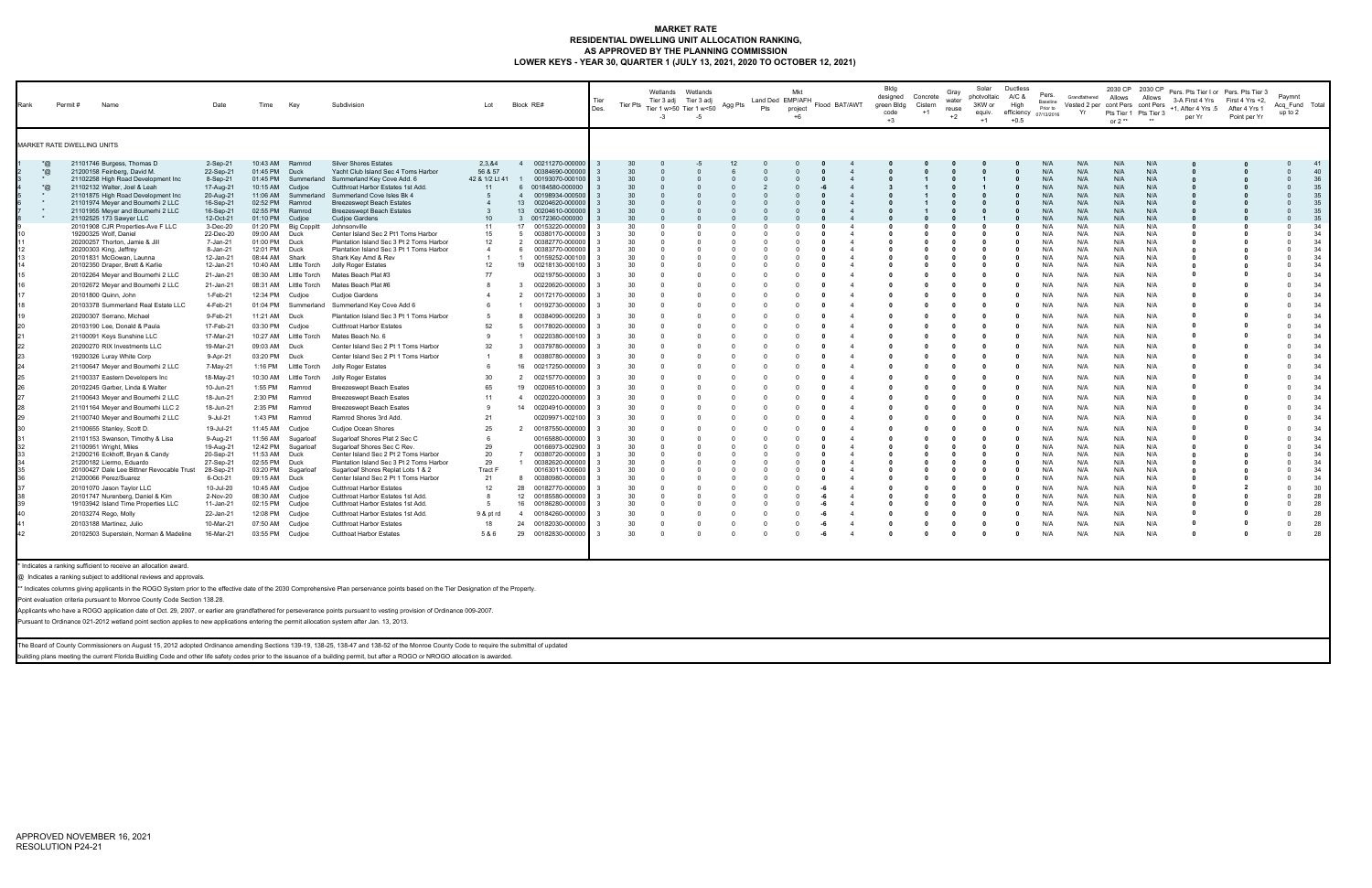# MARKET RATE
## RESIDENTIAL DWELLING UNIT ALLOCATION RANKING,
## AS APPROVED BY THE PLANNING COMMISSION
## LOWER KEYS - YEAR 30, QUARTER 1 (JULY 13, 2021, 2020 TO OCTOBER 12, 2021)

MARKET RATE DWELLING UNITS

| Rank | Permit # | Name | Date | Time | Key | Subdivision | Lot | Block | RE# | Tier Des. | Tier Pts | Wetlands Tier 3 adj Tier 1 w>50 -3 | Wetlands Tier 3 adj Tier 1 w<50 -5 | Agg Pts | Land Ded Pts | Mkt EMP/AFH project +6 | Flood | BAT/AWT | Bldg designed green Bldg code +3 | Concrete Cistern +1 | Gray water reuse +2 | Solar photvoltaic 3KW or equiv. +1 | Ductless A/C & High efficiency +0.5 | Pers. Baseline Prior to 07/13/2016 | Grandfathered Vested 2 per Yr | 2030 CP Allows cont Pers Pts Tier 1 or 2 ** | 2030 CP Allows cont Pers Pts Tier 3 ** | Pers. Pts Tier I or 3-A First 4 Yrs +1, After 4 Yrs .5 per Yr | Pers. Pts Tier 3 First 4 Yrs +2, After 4 Yrs 1 Point per Yr | Paymnt Acq_Fund up to 2 | Total |
|---|---|---|---|---|---|---|---|---|---|---|---|---|---|---|---|---|---|---|---|---|---|---|---|---|---|---|---|---|---|---|---|
| 1 *@ | 21101746 | Burgess, Thomas D | 2-Sep-21 | 10:43 AM | Ramrod | Silver Shores Estates | 2,3,&4 | 4 | 00211270-000000 | 3 | 30 | 0 | -5 | 12 | 0 | 0 | 0 | 4 | 0 | 0 | 0 | 0 | 0 | N/A | N/A | N/A | N/A | 0 | 0 | 0 | 41 |
| 2 *@ | 21200158 | Feinberg, David M. | 22-Sep-21 | 01:45 PM | Duck | Yacht Club Island Sec 4 Toms Harbor | 56 & 57 | | 00384690-000000 | 3 | 30 | 0 | 0 | 6 | 0 | 0 | 0 | 4 | 0 | 0 | 0 | 0 | 0 | N/A | N/A | N/A | N/A | 0 | 0 | 0 | 40 |
| 3 * | 21102258 | High Road Development Inc | 8-Sep-21 | 01:45 PM | Summerland | Summerland Key Cove Add. 6 | 42 & 1/2 Lt 41 | 1 | 00193070-000100 | 3 | 30 | 0 | 0 | 0 | 0 | 0 | 0 | 4 | 0 | 1 | 0 | 1 | 0 | N/A | N/A | N/A | N/A | 0 | 0 | 0 | 36 |
| 4 *@ | 21102132 | Walter, Joel & Leah | 17-Aug-21 | 10:15 AM | Cudjoe | Cutthroat Harbor Estates 1st Add. | 11 | 6 | 00184580-000000 | 3 | 30 | 0 | 0 | 0 | 2 | 0 | -6 | 4 | 3 | 1 | 0 | 1 | 0 | N/A | N/A | N/A | N/A | 0 | 0 | 0 | 35 |
| 5 * | 21101875 | High Road Development Inc | 20-Aug-21 | 11:06 AM | Summerland | Summerland Cove Isles Bk 4 | 5 | 4 | 00198934-000500 | 3 | 30 | 0 | 0 | 0 | 0 | 0 | 0 | 4 | 0 | 1 | 0 | 0 | 0 | N/A | N/A | N/A | N/A | 0 | 0 | 0 | 35 |
| 6 * | 21101974 | Meyer and Boumerhi 2 LLC | 16-Sep-21 | 02:52 PM | Ramrod | Breezeswept Beach Estates | 4 | 13 | 00204620-000000 | 3 | 30 | 0 | 0 | 0 | 0 | 0 | 0 | 4 | 0 | 1 | 0 | 0 | 0 | N/A | N/A | N/A | N/A | 0 | 0 | 0 | 35 |
| 7 * | 21101955 | Meyer and Boumerhi 2 LLC | 16-Sep-21 | 02:55 PM | Ramrod | Breezeswept Beach Estates | 3 | 13 | 00204610-000000 | 3 | 30 | 0 | 0 | 0 | 0 | 0 | 0 | 4 | 0 | 1 | 0 | 0 | 0 | N/A | N/A | N/A | N/A | 0 | 0 | 0 | 35 |
| 8 * | 21102525 | 173 Sawyer LLC | 12-Oct-21 | 01:10 PM | Cudjoe | Cudjoe Gardens | 10 | 3 | 00172360-000000 | 3 | 30 | 0 | 0 | 0 | 0 | 0 | 0 | 4 | 0 | 0 | 0 | 1 | 0 | N/A | N/A | N/A | N/A | 0 | 0 | 0 | 35 |
| 9 | 20101908 | CJR Properties-Ave F LLC | 3-Dec-20 | 01:20 PM | Big Coppitt | Johnsonville | 11 | 17 | 00153220-000000 | 3 | 30 | 0 | 0 | 0 | 0 | 0 | 0 | 4 | 0 | 0 | 0 | 0 | 0 | N/A | N/A | N/A | N/A | 0 | 0 | 0 | 34 |
| 10 | 19200325 | Wolf, Daniel | 22-Dec-20 | 09:00 AM | Duck | Center Island Sec 2 Pt1 Toms Harbor | 15 | 5 | 00380170-000000 | 3 | 30 | 0 | 0 | 0 | 0 | 0 | 0 | 4 | 0 | 0 | 0 | 0 | 0 | N/A | N/A | N/A | N/A | 0 | 0 | 0 | 34 |
| 11 | 20200257 | Thorton, Jamie & Jill | 7-Jan-21 | 01:00 PM | Duck | Plantation Island Sec 3 Pt 2 Toms Harbor | 12 | 2 | 00382770-000000 | 3 | 30 | 0 | 0 | 0 | 0 | 0 | 0 | 4 | 0 | 0 | 0 | 0 | 0 | N/A | N/A | N/A | N/A | 0 | 0 | 0 | 34 |
| 12 | 20200303 | King, Jeffrey | 8-Jan-21 | 12:01 PM | Duck | Plantation Island Sec 3 Pt 1 Toms Harbor | 4 | 6 | 00383770-000000 | 3 | 30 | 0 | 0 | 0 | 0 | 0 | 0 | 4 | 0 | 0 | 0 | 0 | 0 | N/A | N/A | N/A | N/A | 0 | 0 | 0 | 34 |
| 13 | 20101831 | McGowan, Launna | 12-Jan-21 | 08:44 AM | Shark | Shark Key Amd & Rev | 1 | 1 | 00159252-000100 | 3 | 30 | 0 | 0 | 0 | 0 | 0 | 0 | 4 | 0 | 0 | 0 | 0 | 0 | N/A | N/A | N/A | N/A | 0 | 0 | 0 | 34 |
| 14 | 20102350 | Draper, Brett & Karlie | 12-Jan-21 | 10:40 AM | Little Torch | Jolly Roger Estates | 12 | 19 | 00218130-000100 | 3 | 30 | 0 | 0 | 0 | 0 | 0 | 0 | 4 | 0 | 0 | 0 | 0 | 0 | N/A | N/A | N/A | N/A | 0 | 0 | 0 | 34 |
| 15 | 20102264 | Meyer and Boumerhi 2 LLC | 21-Jan-21 | 08:30 AM | Little Torch | Mates Beach Plat #3 | 77 | | 00219750-000000 | 3 | 30 | 0 | 0 | 0 | 0 | 0 | 0 | 4 | 0 | 0 | 0 | 0 | 0 | N/A | N/A | N/A | N/A | 0 | 0 | 0 | 34 |
| 16 | 20102672 | Meyer and Boumerhi 2 LLC | 21-Jan-21 | 08:31 AM | Little Torch | Mates Beach Plat #6 | 8 | 3 | 00220620-000000 | 3 | 30 | 0 | 0 | 0 | 0 | 0 | 0 | 4 | 0 | 0 | 0 | 0 | 0 | N/A | N/A | N/A | N/A | 0 | 0 | 0 | 34 |
| 17 | 20101800 | Quinn, John | 1-Feb-21 | 12:34 PM | Cudjoe | Cudjoe Gardens | 4 | 2 | 00172170-000000 | 3 | 30 | 0 | 0 | 0 | 0 | 0 | 0 | 4 | 0 | 0 | 0 | 0 | 0 | N/A | N/A | N/A | N/A | 0 | 0 | 0 | 34 |
| 18 | 20103378 | Summerland Real Estate LLC | 4-Feb-21 | 01:04 PM | Summerland | Summerland Key Cove Add 6 | 6 | 1 | 00192730-000000 | 3 | 30 | 0 | 0 | 0 | 0 | 0 | 0 | 4 | 0 | 0 | 0 | 0 | 0 | N/A | N/A | N/A | N/A | 0 | 0 | 0 | 34 |
| 19 | 20200307 | Serrano, Michael | 9-Feb-21 | 11:21 AM | Duck | Plantation Island Sec 3 Pt 1 Toms Harbor | 5 | 8 | 00384090-000200 | 3 | 30 | 0 | 0 | 0 | 0 | 0 | 0 | 4 | 0 | 0 | 0 | 0 | 0 | N/A | N/A | N/A | N/A | 0 | 0 | 0 | 34 |
| 20 | 20103190 | Lee, Donald & Paula | 17-Feb-21 | 03:30 PM | Cudjoe | Cutthroat Harbor Estates | 52 | 5 | 00178020-000000 | 3 | 30 | 0 | 0 | 0 | 0 | 0 | 0 | 4 | 0 | 0 | 0 | 0 | 0 | N/A | N/A | N/A | N/A | 0 | 0 | 0 | 34 |
| 21 | 21100091 | Keys Sunshine LLC | 17-Mar-21 | 10:27 AM | Little Torch | Mates Beach No. 6 | 9 | 1 | 00220380-000100 | 3 | 30 | 0 | 0 | 0 | 0 | 0 | 0 | 4 | 0 | 0 | 0 | 0 | 0 | N/A | N/A | N/A | N/A | 0 | 0 | 0 | 34 |
| 22 | 20200270 | RIX Investments LLC | 19-Mar-21 | 09:03 AM | Duck | Center Island Sec 2 Pt 1 Toms Harbor | 32 | 3 | 00379780-000000 | 3 | 30 | 0 | 0 | 0 | 0 | 0 | 0 | 4 | 0 | 0 | 0 | 0 | 0 | N/A | N/A | N/A | N/A | 0 | 0 | 0 | 34 |
| 23 | 19200326 | Luray White Corp | 9-Apr-21 | 03:20 PM | Duck | Center Island Sec 2 Pt 1 Toms Harbor | 1 | 8 | 00380780-000000 | 3 | 30 | 0 | 0 | 0 | 0 | 0 | 0 | 4 | 0 | 0 | 0 | 0 | 0 | N/A | N/A | N/A | N/A | 0 | 0 | 0 | 34 |
| 24 | 21100647 | Meyer and Boumerhi 2 LLC | 7-May-21 | 1:16 PM | Little Torch | Jolly Roger Estates | 6 | 16 | 00217250-000000 | 3 | 30 | 0 | 0 | 0 | 0 | 0 | 0 | 4 | 0 | 0 | 0 | 0 | 0 | N/A | N/A | N/A | N/A | 0 | 0 | 0 | 34 |
| 25 | 21100337 | Eastern Developers Inc | 18-May-21 | 10:30 AM | Little Torch | Jolly Roger Estates | 30 | 2 | 00215770-000000 | 3 | 30 | 0 | 0 | 0 | 0 | 0 | 0 | 4 | 0 | 0 | 0 | 0 | 0 | N/A | N/A | N/A | N/A | 0 | 0 | 0 | 34 |
| 26 | 20102245 | Garber, Linda & Walter | 10-Jun-21 | 1:55 PM | Ramrod | Breezeswept Beach Estates | 65 | 19 | 00206510-000000 | 3 | 30 | 0 | 0 | 0 | 0 | 0 | 0 | 4 | 0 | 0 | 0 | 0 | 0 | N/A | N/A | N/A | N/A | 0 | 0 | 0 | 34 |
| 27 | 21100643 | Meyer and Boumerhi 2 LLC | 18-Jun-21 | 2:30 PM | Ramrod | Breezeswept Beach Estates | 11 | 4 | 0020220-0000000 | 3 | 30 | 0 | 0 | 0 | 0 | 0 | 0 | 4 | 0 | 0 | 0 | 0 | 0 | N/A | N/A | N/A | N/A | 0 | 0 | 0 | 34 |
| 28 | 21101164 | Meyer and Boumerhi LLC 2 | 18-Jun-21 | 2:35 PM | Ramrod | Breezeswept Beach Estates | 9 | 14 | 00204910-000000 | 3 | 30 | 0 | 0 | 0 | 0 | 0 | 0 | 4 | 0 | 0 | 0 | 0 | 0 | N/A | N/A | N/A | N/A | 0 | 0 | 0 | 34 |
| 29 | 21100740 | Meyer and Boumerhi 2 LLC | 9-Jul-21 | 1:43 PM | Ramrod | Ramrod Shores 3rd Add. | 21 | | 00209971-002100 | 3 | 30 | 0 | 0 | 0 | 0 | 0 | 0 | 4 | 0 | 0 | 0 | 0 | 0 | N/A | N/A | N/A | N/A | 0 | 0 | 0 | 34 |
| 30 | 21100655 | Stanley, Scott D. | 19-Jul-21 | 11:45 AM | Cudjoe | Cudjoe Ocean Shores | 25 | 2 | 00187550-000000 | 3 | 30 | 0 | 0 | 0 | 0 | 0 | 0 | 4 | 0 | 0 | 0 | 0 | 0 | N/A | N/A | N/A | N/A | 0 | 0 | 0 | 34 |
| 31 | 21101153 | Swanson, Timothy & Lisa | 9-Aug-21 | 11:56 AM | Sugarloaf | Sugarloaf Shores Plat 2 Sec C | 6 | | 00165880-000000 | 3 | 30 | 0 | 0 | 0 | 0 | 0 | 0 | 4 | 0 | 0 | 0 | 0 | 0 | N/A | N/A | N/A | N/A | 0 | 0 | 0 | 34 |
| 32 | 21100951 | Wright, Miles | 19-Aug-21 | 12:42 PM | Sugarloaf | Sugarloaf Shores Sec C Rev. | 29 | | 00166973-002900 | 3 | 30 | 0 | 0 | 0 | 0 | 0 | 0 | 4 | 0 | 0 | 0 | 0 | 0 | N/A | N/A | N/A | N/A | 0 | 0 | 0 | 34 |
| 33 | 21200216 | Eckhoff, Bryan & Candy | 20-Sep-21 | 11:53 AM | Duck | Center Island Sec 2 Pt 2 Toms Harbor | 20 | 7 | 00380720-000000 | 3 | 30 | 0 | 0 | 0 | 0 | 0 | 0 | 4 | 0 | 0 | 0 | 0 | 0 | N/A | N/A | N/A | N/A | 0 | 0 | 0 | 34 |
| 34 | 21200182 | Liermo, Eduardo | 27-Sep-21 | 02:55 PM | Duck | Plantation Island Sec 3 Pt 2 Toms Harbor | 29 | 1 | 00382620-000000 | 3 | 30 | 0 | 0 | 0 | 0 | 0 | 0 | 4 | 0 | 0 | 0 | 0 | 0 | N/A | N/A | N/A | N/A | 0 | 0 | 0 | 34 |
| 35 | 20100427 | Dale Lee Bittner Revocable Trust | 28-Sep-21 | 03:20 PM | Sugarloaf | Sugarloaf Shores Replat Lots 1 & 2 | Tract F | | 00163011-000600 | 3 | 30 | 0 | 0 | 0 | 0 | 0 | 0 | 4 | 0 | 0 | 0 | 0 | 0 | N/A | N/A | N/A | N/A | 0 | 0 | 0 | 34 |
| 36 | 21200066 | Perez/Suarez | 6-Oct-21 | 09:15 AM | Duck | Center Island Sec 2 Pt 1 Toms Harbor | 21 | 8 | 00380980-000000 | 3 | 30 | 0 | 0 | 0 | 0 | 0 | 0 | 4 | 0 | 0 | 0 | 0 | 0 | N/A | N/A | N/A | N/A | 0 | 0 | 0 | 34 |
| 37 | 20101070 | Jason Taylor LLC | 10-Jul-20 | 10:45 AM | Cudjoe | Cutthroat Harbor Estates | 12 | 28 | 00182770-000000 | 3 | 30 | 0 | 0 | 0 | 0 | 0 | -6 | 4 | 0 | 0 | 0 | 0 | 0 | N/A | N/A | N/A | N/A | 0 | 2 | 0 | 30 |
| 38 | 20101747 | Nurenberg, Daniel & Kim | 2-Nov-20 | 08:30 AM | Cudjoe | Cutthroat Harbor Estates 1st Add. | 8 | 12 | 00185580-000000 | 3 | 30 | 0 | 0 | 0 | 0 | 0 | -6 | 4 | 0 | 0 | 0 | 0 | 0 | N/A | N/A | N/A | N/A | 0 | 0 | 0 | 28 |
| 39 | 19103942 | Island Time Properties LLC | 11-Jan-21 | 02:15 PM | Cudjoe | Cutthroat Harbor Estates 1st Add. | 5 | 16 | 00186280-000000 | 3 | 30 | 0 | 0 | 0 | 0 | 0 | -6 | 4 | 0 | 0 | 0 | 0 | 0 | N/A | N/A | N/A | N/A | 0 | 0 | 0 | 28 |
| 40 | 20103274 | Rego, Molly | 22-Jan-21 | 12:08 PM | Cudjoe | Cutthroat Harbor Estates 1st Add. | 9 & pt rd | 4 | 00184260-000000 | 3 | 30 | 0 | 0 | 0 | 0 | 0 | -6 | 4 | 0 | 0 | 0 | 0 | 0 | N/A | N/A | N/A | N/A | 0 | 0 | 0 | 28 |
| 41 | 20103188 | Martinez, Julio | 10-Mar-21 | 07:50 AM | Cudjoe | Cutthroat Harbor Estates | 18 | 24 | 00182030-000000 | 3 | 30 | 0 | 0 | 0 | 0 | 0 | -6 | 4 | 0 | 0 | 0 | 0 | 0 | N/A | N/A | N/A | N/A | 0 | 0 | 0 | 28 |
| 42 | 20102503 | Superstein, Norman & Madeline | 16-Mar-21 | 03:55 PM | Cudjoe | Cutthoat Harbor Estates | 5 & 6 | 29 | 00182830-000000 | 3 | 30 | 0 | 0 | 0 | 0 | 0 | -6 | 4 | 0 | 0 | 0 | 0 | 0 | N/A | N/A | N/A | N/A | 0 | 0 | 0 | 28 |

* Indicates a ranking sufficient to receive an allocation award.

@ Indicates a ranking subject to additional reviews and approvals.

** Indicates columns giving applicants in the ROGO System prior to the effective date of the 2030 Comprehensive Plan perservance points based on the Tier Designation of the Property.

Point evaluation criteria pursuant to Monroe County Code Section 138.28.

Applicants who have a ROGO application date of Oct. 29, 2007, or earlier are grandfathered for perseverance points pursuant to vesting provision of Ordinance 009-2007.

Pursuant to Ordinance 021-2012 wetland point section applies to new applications entering the permit allocation system after Jan. 13, 2013.

The Board of County Commissioners on August 15, 2012 adopted Ordinance amending Sections 139-19, 138-25, 138-47 and 138-52 of the Monroe County Code to require the submittal of updated building plans meeting the current Florida Building Code and other life safety codes prior to the issuance of a building permit, but after a ROGO or NROGO allocation is awarded.

APPROVED NOVEMBER 16, 2021
RESOLUTION P24-21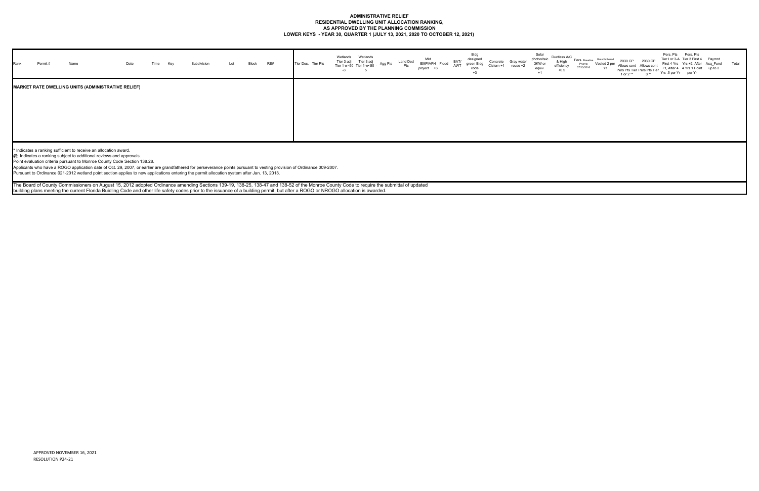**ADMINISTRATIVE RELIEF**
**RESIDENTIAL DWELLING UNIT ALLOCATION RANKING,**
**AS APPROVED BY THE PLANNING COMMISSION**
**LOWER KEYS - YEAR 30, QUARTER 1 (JULY 13, 2021, 2020 TO OCTOBER 12, 2021)**

| Rank | Permit # | Name | Date | Time | Key | Subdivision | Lot | Block | RE# | Tier Des. | Tier Pts | Wetlands Tier 3 adj Tier 1 w>50 -3 | Wetlands Tier 3 adj Tier 1 w<50 5 | Agg Pts | Land Ded Pts | Mkt EMP/AFH project +6 | Flood | BAT/ AWT | Bldg designed green Bldg code +3 | Concrete Cistern +1 | Gray water reuse +2 | Solar photovoltaic 3KW or equiv. +1 | Ductless A/C & High efficiency +0.5 | Pers. Baseline Prior to 07/13/2016 | Grandfathered Vested 2 per Yr | 2030 CP Allows cont Pers Pts Tier 1 or 2 ** | 2030 CP Allows cont Pers Pts Tier 3 ** | Pers. Pts Tier I or 3-A First 4 Yrs +1, After 4 Yrs .5 per Yr | Pers. Pts Tier 3 First 4 Yrs +2, After 4 Yrs 1 Point per Yr | Paymnt Acq_Fund up to 2 | Total |
|---|---|---|---|---|---|---|---|---|---|---|---|---|---|---|---|---|---|---|---|---|---|---|---|---|---|---|---|---|---|---|---|
| **MARKET RATE DWELLING UNITS (ADMINISTRATIVE RELIEF)** | | | | | | | | | | | | | | | | | | | | | | | | | | | | | | | |

* Indicates a ranking sufficient to receive an allocation award.
@ Indicates a ranking subject to additional reviews and approvals.
Point evaluation criteria pursuant to Monroe County Code Section 138.28.
Applicants who have a ROGO application date of Oct. 29, 2007, or earlier are grandfathered for perseverance points pursuant to vesting provision of Ordinance 009-2007.
Pursuant to Ordinance 021-2012 wetland point section applies to new applications entering the permit allocation system after Jan. 13, 2013.

The Board of County Commissioners on August 15, 2012 adopted Ordinance amending Sections 139-19, 138-25, 138-47 and 138-52 of the Monroe County Code to require the submittal of updated building plans meeting the current Florida Buidling Code and other life safety codes prior to the issuance of a building permit, but after a ROGO or NROGO allocation is awarded.

APPROVED NOVEMBER 16, 2021
RESOLUTION P24-21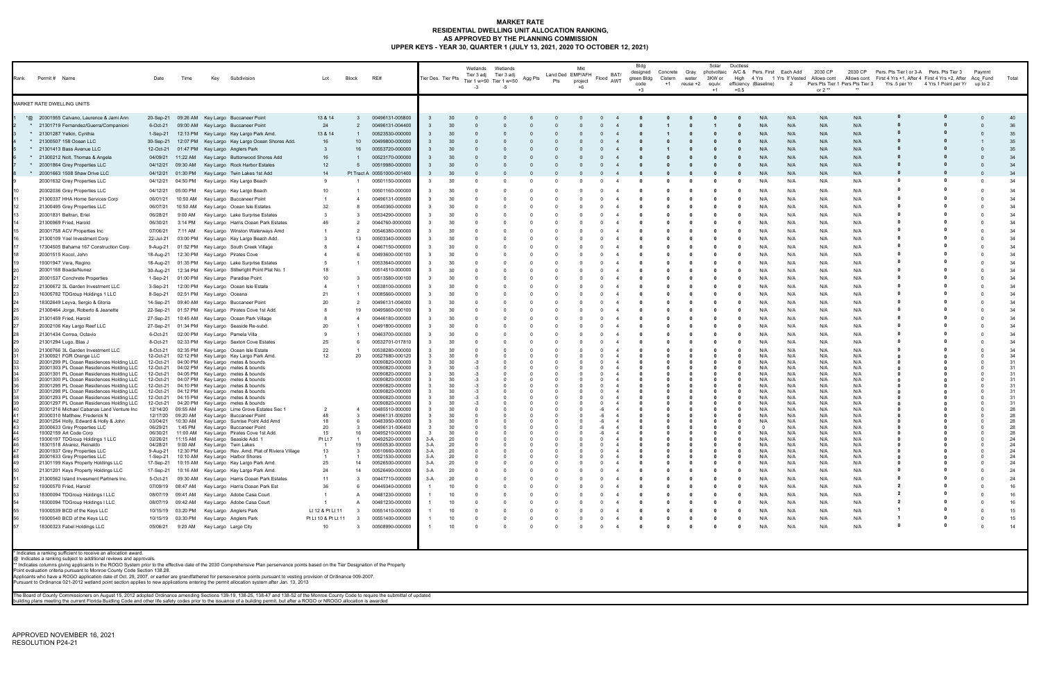# MARKET RATE
## RESIDENTIAL DWELLING UNIT ALLOCATION RANKING,
## AS APPROVED BY THE PLANNING COMMISSION
## UPPER KEYS - YEAR 30, QUARTER 1 (JULY 13, 2021, 2020 TO OCTOBER 12, 2021)

| Rank | | Permit # | Name | Date | Time | Key | Subdivision | Lot | Block | RE# | Tier Des. | Tier Pts | Wetlands Tier 3 adj Tier 1 w>50 -3 | Wetlands Tier 3 adj Tier 1 w<50 -5 | Agg Pts | Land Ded Pts | Mkt EMP/AFH project +6 | Flood | BAT/AWT | Bldg designed green Bldg code +3 | Concrete Cistern +1 | Gray water reuse +2 | Solar photvoltaic 3KW or equiv. +1 | Ductless A/C & High efficiency +0.5 | Pers. First 4 Yrs (Baseline) | Each Add 1 Yrs If Vested 2 | 2030 CP Allows cont Pers Pts Tier 1 or 2 ** | 2030 CP Allows cont Pers Pts Tier 3 ** | Pers. Pts Tier I or 3-A First 4 Yrs +1, After 4 Yrs .5 per Yr | Pers. Pts Tier 3 First 4 Yrs +2, After 4 Yrs 1 Point per Yr | Paymnt Acq_Fund up to 2 | Total |
|---|---|---|---|---|---|---|---|---|---|---|---|---|---|---|---|---|---|---|---|---|---|---|---|---|---|---|---|---|---|---|---|---|
| MARKET RATE DWELLING UNITS | | | | | | | | | | | | | | | | | | | | | | | | | | | | | | | | |
| 1 | *@ | 20301955 | Calvano, Laurence & Jami Ann | 20-Sep-21 | 09:26 AM | Key Largo | Buccaneer Point | 13 & 14 | 3 | 00496131-005800 | 3 | 30 | 0 | 0 | 6 | 0 | 0 | 0 | 4 | 0 | 0 | 0 | 0 | 0 | N/A | N/A | N/A | N/A | 0 | 0 | 0 | 40 |
| 2 | * | 21301719 | Fernandez/Guerra/Companioni | 6-Oct-21 | 09:00 AM | Key Largo | Buccaneer Point | 24 | 2 | 00496131-004400 | 3 | 30 | 0 | 0 | 0 | 0 | 0 | 0 | 4 | 0 | 1 | 0 | 1 | 0 | N/A | N/A | N/A | N/A | 0 | 0 | 0 | 36 |
| 3 | * | 21301287 | Yalkin, Cynthia | 1-Sep-21 | 12:13 PM | Key Largo | Key Largo Park Amd. | 13 & 14 | 1 | 00523530-000000 | 3 | 30 | 0 | 0 | 0 | 0 | 0 | 0 | 4 | 0 | 1 | 0 | 0 | 0 | N/A | N/A | N/A | N/A | 0 | 0 | 0 | 35 |
| 4 | * | 21300507 | 158 Ocean LLC | 30-Sep-21 | 12:07 PM | Key Largo | Key Largo Ocean Shores Add. | 16 | 10 | 00499800-000000 | 3 | 30 | 0 | 0 | 0 | 0 | 0 | 0 | 4 | 0 | 0 | 0 | 0 | 0 | N/A | N/A | N/A | N/A | 0 | 0 | 1 | 35 |
| 5 | * | 21301413 | Bass Avenue LLC | 12-Oct-21 | 01:47 PM | Key Largo | Anglers Park | 3 | 16 | 00553720-000000 | 3 | 30 | 0 | 0 | 0 | 0 | 0 | 0 | 4 | 0 | 1 | 0 | 0 | 0 | N/A | N/A | N/A | N/A | 0 | 0 | 0 | 35 |
| 6 | * | 21300212 | Nolt, Thomas & Angela | 04/09/21 | 11:22 AM | Key Largo | Buttonwood Shores Add | 16 | 1 | 00523170-000000 | 3 | 30 | 0 | 0 | 0 | 0 | 0 | 0 | 4 | 0 | 0 | 0 | 0 | 0 | N/A | N/A | N/A | N/A | 0 | 0 | 0 | 34 |
| 7 | * | 20301864 | Grey Properties LLC | 04/12/21 | 09:30 AM | Key Largo | Rock Harbor Estates | 12 | 5 | 00519980-000000 | 3 | 30 | 0 | 0 | 0 | 0 | 0 | 0 | 4 | 0 | 0 | 0 | 0 | 0 | N/A | N/A | N/A | N/A | 0 | 0 | 0 | 34 |
| 8 | * | 20301663 | 1508 Shaw Drive LLC | 04/12/21 | 01:30 PM | Key Largo | Twin Lakes 1st Add | 14 | Pt Tract A | 00551000-001400 | 3 | 30 | 0 | 0 | 0 | 0 | 0 | 0 | 4 | 0 | 0 | 0 | 0 | 0 | N/A | N/A | N/A | N/A | 0 | 0 | 0 | 34 |
| 9 | | 20301632 | Grey Properties LLC | 04/12/21 | 04:50 PM | Key Largo | Key Largo Beach | 9 | 1 | 00501150-000000 | 3 | 30 | 0 | 0 | 0 | 0 | 0 | 0 | 4 | 0 | 0 | 0 | 0 | 0 | N/A | N/A | N/A | N/A | 0 | 0 | 0 | 34 |
| 10 | | 20302036 | Grey Properties LLC | 04/12/21 | 05:00 PM | Key Largo | Key Largo Beach | 10 | 1 | 00501160-000000 | 3 | 30 | 0 | 0 | 0 | 0 | 0 | 0 | 4 | 0 | 0 | 0 | 0 | 0 | N/A | N/A | N/A | N/A | 0 | 0 | 0 | 34 |
| 11 | | 21300337 | HHA Home Services Corp | 06/01/21 | 10:50 AM | Key Largo | Buccaneer Point | 1 | 4 | 00496131-009500 | 3 | 30 | 0 | 0 | 0 | 0 | 0 | 0 | 4 | 0 | 0 | 0 | 0 | 0 | N/A | N/A | N/A | N/A | 0 | 0 | 0 | 34 |
| 12 | | 21300495 | Grey Properties LLC | 06/07/21 | 10:50 AM | Key Largo | Ocean Isle Estates | 32 | 8 | 00540360-000000 | 3 | 30 | 0 | 0 | 0 | 0 | 0 | 0 | 4 | 0 | 0 | 0 | 0 | 0 | N/A | N/A | N/A | N/A | 0 | 0 | 0 | 34 |
| 13 | | 20301831 | Beltran, Eriel | 06/28/21 | 9:00 AM | Key Largo | Lake Surprise Estates | 3 | 3 | 00534290-000000 | 3 | 30 | 0 | 0 | 0 | 0 | 0 | 0 | 4 | 0 | 0 | 0 | 0 | 0 | N/A | N/A | N/A | N/A | 0 | 0 | 0 | 34 |
| 14 | | 21300969 | Fried, Harold | 06/30/21 | 3:14 PM | Key Largo | Harris Ocean Park Estates | 46 | 2 | 0044760-0000000 | 3 | 30 | 0 | 0 | 0 | 0 | 0 | 0 | 4 | 0 | 0 | 0 | 0 | 0 | N/A | N/A | N/A | N/A | 0 | 0 | 0 | 34 |
| 15 | | 20301758 | ACV Properties Inc | 07/06/21 | 7:11 AM | Key Largo | Winston Waterways Amd | 1 | 2 | 00546380-000000 | 3 | 30 | 0 | 0 | 0 | 0 | 0 | 0 | 4 | 0 | 0 | 0 | 0 | 0 | N/A | N/A | N/A | N/A | 0 | 0 | 0 | 34 |
| 16 | | 21300109 | Yoel Investment Corp | 22-Jul-21 | 03:00 PM | Key Largo | Key Largo Beach Add. | 3 | 13 | 00503340-000000 | 3 | 30 | 0 | 0 | 0 | 0 | 0 | 0 | 4 | 0 | 0 | 0 | 0 | 0 | N/A | N/A | N/A | N/A | 0 | 0 | 0 | 34 |
| 17 | | 17304505 | Bahama 167 Construction Corp | 9-Aug-21 | 01:52 PM | Key Largo | South Creek Village | 8 | 4 | 00467150-000000 | 3 | 30 | 0 | 0 | 0 | 0 | 0 | 0 | 4 | 0 | 0 | 0 | 0 | 0 | N/A | N/A | N/A | N/A | 0 | 0 | 0 | 34 |
| 18 | | 20301515 | Kocol, John | 18-Aug-21 | 12:30 PM | Key Largo | Pirates Cove | 4 | 6 | 00493600-000100 | 3 | 30 | 0 | 0 | 0 | 0 | 0 | 0 | 4 | 0 | 0 | 0 | 0 | 0 | N/A | N/A | N/A | N/A | 0 | 0 | 0 | 34 |
| 19 | | 19301947 | Vera, Regino | 18-Aug-21 | 01:35 PM | Key Largo | Lake Surprise Estates | 5 | 1 | 00533640-000000 | 3 | 30 | 0 | 0 | 0 | 0 | 0 | 0 | 4 | 0 | 0 | 0 | 0 | 0 | N/A | N/A | N/A | N/A | 0 | 0 | 0 | 34 |
| 20 | | 20301168 | Boada/Nunez | 30-Aug-21 | 12:34 PM | Key Largo | Stillwright Point Plat No. 1 | 18 | | 00514510-000000 | 3 | 30 | 0 | 0 | 0 | 0 | 0 | 0 | 4 | 0 | 0 | 0 | 0 | 0 | N/A | N/A | N/A | N/A | 0 | 0 | 0 | 34 |
| 21 | | 20301537 | Conchrete Properties | 1-Sep-21 | 01:00 PM | Key Largo | Paradise Point | 10 | 3 | 00513580-000100 | 3 | 30 | 0 | 0 | 0 | 0 | 0 | 0 | 4 | 0 | 0 | 0 | 0 | 0 | N/A | N/A | N/A | N/A | 0 | 0 | 0 | 34 |
| 22 | | 21300672 | 3L Garden Investment LLC | 3-Sep-21 | 12:00 PM | Key Largo | Ocean Isle Estate | 4 | 1 | 00538100-000000 | 3 | 30 | 0 | 0 | 0 | 0 | 0 | 0 | 4 | 0 | 0 | 0 | 0 | 0 | N/A | N/A | N/A | N/A | 0 | 0 | 0 | 34 |
| 23 | | 16305782 | TDGroup Holdings 1 LLC | 8-Sep-21 | 02:51 PM | Key Largo | Oceana | 21 | 1 | 00085660-000000 | 3 | 30 | 0 | 0 | 0 | 0 | 0 | 0 | 4 | 0 | 0 | 0 | 0 | 0 | N/A | N/A | N/A | N/A | 0 | 0 | 0 | 34 |
| 24 | | 18302649 | Leyva, Sergio & Gloria | 14-Sep-21 | 09:40 AM | Key Largo | Buccaneer Point | 20 | 2 | 00496131-004000 | 3 | 30 | 0 | 0 | 0 | 0 | 0 | 0 | 4 | 0 | 0 | 0 | 0 | 0 | N/A | N/A | N/A | N/A | 0 | 0 | 0 | 34 |
| 25 | | 21300464 | Jorge, Roberto & Jeanette | 22-Sep-21 | 01:57 PM | Key Largo | Pirates Cove 1st Add. | 8 | 19 | 00495660-000100 | 3 | 30 | 0 | 0 | 0 | 0 | 0 | 0 | 4 | 0 | 0 | 0 | 0 | 0 | N/A | N/A | N/A | N/A | 0 | 0 | 0 | 34 |
| 26 | | 21301459 | Fried, Harold | 27-Sep-21 | 10:45 AM | Key Largo | Ocean Park Village | 8 | 4 | 00446180-000000 | 3 | 30 | 0 | 0 | 0 | 0 | 0 | 0 | 4 | 0 | 0 | 0 | 0 | 0 | N/A | N/A | N/A | N/A | 0 | 0 | 0 | 34 |
| 27 | | 20302106 | Key Largo Reef LLC | 27-Sep-21 | 01:34 PM | Key Largo | Seaside Re-subd. | 20 | 1 | 00491800-000000 | 3 | 30 | 0 | 0 | 0 | 0 | 0 | 0 | 4 | 0 | 0 | 0 | 0 | 0 | N/A | N/A | N/A | N/A | 0 | 0 | 0 | 34 |
| 28 | | 21301434 | Correa, Octavio | 6-Oct-21 | 02:00 PM | Key Largo | Pamela Villa | 9 | 1 | 00463700-000300 | 3 | 30 | 0 | 0 | 0 | 0 | 0 | 0 | 4 | 0 | 0 | 0 | 0 | 0 | N/A | N/A | N/A | N/A | 0 | 0 | 0 | 34 |
| 29 | | 21301294 | Lugo, Blas J | 8-Oct-21 | 02:33 PM | Key Largo | Sexton Cove Estates | 25 | 6 | 00532701-017810 | 3 | 30 | 0 | 0 | 0 | 0 | 0 | 0 | 4 | 0 | 0 | 0 | 0 | 0 | N/A | N/A | N/A | N/A | 0 | 0 | 0 | 34 |
| 30 | | 21300766 | 3L Garden Investment LLC | 8-Oct-21 | 02:35 PM | Key Largo | Ocean Isle Estate | 22 | 1 | 00538280-000000 | 3 | 30 | 0 | 0 | 0 | 0 | 0 | 0 | 4 | 0 | 0 | 0 | 0 | 0 | N/A | N/A | N/A | N/A | 0 | 0 | 0 | 34 |
| 31 | | 21300921 | FGR Orange LLC | 12-Oct-21 | 02:12 PM | Key Largo | Key Largo Park Amd. | 12 | 20 | 00527680-000120 | 3 | 30 | 0 | 0 | 0 | 0 | 0 | 0 | 4 | 0 | 0 | 0 | 0 | 0 | N/A | N/A | N/A | N/A | 0 | 0 | 0 | 34 |
| 32 | | 20301299 | PL Ocean Residences Holding LLC | 12-Oct-21 | 04:00 PM | Key Largo | metes & bounds | | | 00090820-000000 | 3 | 30 | -3 | 0 | 0 | 0 | 0 | 0 | 4 | 0 | 0 | 0 | 0 | 0 | N/A | N/A | N/A | N/A | 0 | 0 | 0 | 31 |
| 33 | | 20301303 | PL Ocean Residences Holding LLC | 12-Oct-21 | 04:02 PM | Key Largo | metes & bounds | | | 00090820-000000 | 3 | 30 | -3 | 0 | 0 | 0 | 0 | 0 | 4 | 0 | 0 | 0 | 0 | 0 | N/A | N/A | N/A | N/A | 0 | 0 | 0 | 31 |
| 34 | | 20301301 | PL Ocean Residences Holding LLC | 12-Oct-21 | 04:05 PM | Key Largo | metes & bounds | | | 00090820-000000 | 3 | 30 | -3 | 0 | 0 | 0 | 0 | 0 | 4 | 0 | 0 | 0 | 0 | 0 | N/A | N/A | N/A | N/A | 0 | 0 | 0 | 31 |
| 35 | | 20301300 | PL Ocean Residences Holding LLC | 12-Oct-21 | 04:07 PM | Key Largo | metes & bounds | | | 00090820-000000 | 3 | 30 | -3 | 0 | 0 | 0 | 0 | 0 | 4 | 0 | 0 | 0 | 0 | 0 | N/A | N/A | N/A | N/A | 0 | 0 | 0 | 31 |
| 36 | | 20301295 | PL Ocean Residences Holding LLC | 12-Oct-21 | 04:10 PM | Key Largo | metes & bounds | | | 00090820-000000 | 3 | 30 | -3 | 0 | 0 | 0 | 0 | 0 | 4 | 0 | 0 | 0 | 0 | 0 | N/A | N/A | N/A | N/A | 0 | 0 | 0 | 31 |
| 37 | | 20301298 | PL Ocean Residences Holding LLC | 12-Oct-21 | 04:12 PM | Key Largo | metes & bounds | | | 00090820-000000 | 3 | 30 | -3 | 0 | 0 | 0 | 0 | 0 | 4 | 0 | 0 | 0 | 0 | 0 | N/A | N/A | N/A | N/A | 0 | 0 | 0 | 31 |
| 38 | | 20301293 | PL Ocean Residences Holding LLC | 12-Oct-21 | 04:15 PM | Key Largo | metes & bounds | | | 00090820-000000 | 3 | 30 | -3 | 0 | 0 | 0 | 0 | 0 | 4 | 0 | 0 | 0 | 0 | 0 | N/A | N/A | N/A | N/A | 0 | 0 | 0 | 31 |
| 39 | | 20301297 | PL Ocean Residences Holding LLC | 12-Oct-21 | 04:20 PM | Key Largo | metes & bounds | | | 00090820-000000 | 3 | 30 | -3 | 0 | 0 | 0 | 0 | 0 | 4 | 0 | 0 | 0 | 0 | 0 | N/A | N/A | N/A | N/A | 0 | 0 | 0 | 31 |
| 40 | | 20301216 | Michael Cabanas Land Venture Inc | 12/14/20 | 09:55 AM | Key Largo | Lime Grove Estates Sec 1 | 2 | 4 | 00485510-000000 | 3 | 30 | 0 | 0 | 0 | 0 | 0 | -6 | 4 | 0 | 0 | 0 | 0 | 0 | N/A | N/A | N/A | N/A | 0 | 0 | 0 | 28 |
| 41 | | 20300310 | Matthew, Frederick N | 12/17/20 | 09:20 AM | Key Largo | Buccaneer Point | 48 | 3 | 00496131-009200 | 3 | 30 | 0 | 0 | 0 | 0 | 0 | -6 | 4 | 0 | 0 | 0 | 0 | 0 | N/A | N/A | N/A | N/A | 0 | 0 | 0 | 28 |
| 42 | | 20301254 | Holly, Edward & Holly & John | 03/04/21 | 10:30 AM | Key Largo | Sunrise Point Add Amd | 18 | 6 | 00483950-000000 | 3 | 30 | 0 | 0 | 0 | 0 | 0 | -6 | 4 | 0 | 0 | 0 | 0 | 0 | N/A | N/A | N/A | N/A | 0 | 0 | 0 | 28 |
| 43 | | 20300633 | Grey Properties LLC | 06/29/21 | 1:45 PM | Key Largo | Buccaneer Point | 20 | 3 | 00496131-006400 | 3 | 30 | 0 | 0 | 0 | 0 | 0 | -6 | 4 | 0 | 0 | 0 | 0 | 0 | 0 | N/A | N/A | N/A | 0 | 0 | 0 | 28 |
| 44 | | 19302159 | Art Code Corp | 06/30/21 | 11:00 AM | Key Largo | Pirates Cove 1st Add. | 15 | 16 | 00495210-000000 | 3 | 30 | 0 | 0 | 0 | 0 | 0 | -6 | 4 | 0 | 0 | 0 | 0 | 0 | N/A | N/A | N/A | N/A | 0 | 0 | 0 | 28 |
| 45 | | 19300197 | TDGroup Holdings 1 LLC | 02/26/21 | 11:15 AM | Key Largo | Seaside Add. 1 | Pt Lt 7 | 1 | 00492520-000000 | 3-A | 20 | 0 | 0 | 0 | 0 | 0 | 0 | 4 | 0 | 0 | 0 | 0 | 0 | N/A | N/A | N/A | N/A | 0 | 0 | 0 | 24 |
| 46 | | 18301518 | Alvarez, Reinaldo | 04/28/21 | 9:00 AM | Key Largo | Twin Lakes | 1 | 19 | 00550530-000000 | 3-A | 20 | 0 | 0 | 0 | 0 | 0 | 0 | 4 | 0 | 0 | 0 | 0 | 0 | N/A | N/A | N/A | N/A | 0 | 0 | 0 | 24 |
| 47 | | 20301937 | Grey Properties LLC | 9-Aug-21 | 12:30 PM | Key Largo | Rev. Amd. Plat of Riviera Village | 13 | 3 | 00510660-000000 | 3-A | 20 | 0 | 0 | 0 | 0 | 0 | 0 | 4 | 0 | 0 | 0 | 0 | 0 | N/A | N/A | N/A | N/A | 0 | 0 | 0 | 24 |
| 48 | | 20301633 | Grey Properties LLC | 1-Sep-21 | 10:10 AM | Key Largo | Harbor Shores | 1 | 1 | 00521530-000000 | 3-A | 20 | 0 | 0 | 0 | 0 | 0 | 0 | 4 | 0 | 0 | 0 | 0 | 0 | N/A | N/A | N/A | N/A | 0 | 0 | 0 | 24 |
| 49 | | 21301199 | Keys Property Holdings LLC | 17-Sep-21 | 10:15 AM | Key Largo | Key Largo Park Amd. | 25 | 14 | 00526500-000000 | 3-A | 20 | 0 | 0 | 0 | 0 | 0 | 0 | 4 | 0 | 0 | 0 | 0 | 0 | N/A | N/A | N/A | N/A | 0 | 0 | 0 | 24 |
| 50 | | 21301201 | Keys Property Holdings LLC | 17-Sep-21 | 10:16 AM | Key Largo | Key Largo Park Amd. | 24 | 14 | 00526490-000000 | 3-A | 20 | 0 | 0 | 0 | 0 | 0 | 0 | 4 | 0 | 0 | 0 | 0 | 0 | N/A | N/A | N/A | N/A | 0 | 0 | 0 | 24 |
| 51 | | 21300562 | Island Investment Partners Inc. | 5-Oct-21 | 09:30 AM | Key Largo | Harris Ocean Park Estates | 11 | 3 | 00447710-000000 | 3-A | 20 | 0 | 0 | 0 | 0 | 0 | 0 | 4 | 0 | 0 | 0 | 0 | 0 | N/A | N/A | N/A | N/A | 0 | 0 | 0 | 24 |
| 52 | | 19300570 | Fried, Harold | 07/09/19 | 08:47 AM | Key Largo | Harris Ocean Park Est | 36 | 6 | 00449340-000000 | 1 | 10 | 0 | 0 | 0 | 0 | 0 | 0 | 4 | 0 | 0 | 0 | 0 | 0 | N/A | N/A | N/A | N/A | 2 | 0 | 0 | 16 |
| 53 | | 18300094 | TDGroup Holdings I LLC | 08/07/19 | 09:41 AM | Key Largo | Adobe Casa Court | 1 | A | 00481230-000000 | 1 | 10 | 0 | 0 | 0 | 0 | 0 | 0 | 4 | 0 | 0 | 0 | 0 | 0 | N/A | N/A | N/A | N/A | 2 | 0 | 0 | 16 |
| 54 | | 18300094 | TDGroup Holdings I LLC | 08/07/19 | 09:42 AM | Key Largo | Adobe Casa Court | 1 | A | 00481230-000000 | 1 | 10 | 0 | 0 | 0 | 0 | 0 | 0 | 4 | 0 | 0 | 0 | 0 | 0 | N/A | N/A | N/A | N/A | 2 | 0 | 0 | 16 |
| 55 | | 19300539 | BCD of the Keys LLC | 10/15/19 | 03:20 PM | Key Largo | Anglers Park | Lt 12 & Pt Lt 11 | 3 | 00551410-000000 | 1 | 10 | 0 | 0 | 0 | 0 | 0 | 0 | 4 | 0 | 0 | 0 | 0 | 0 | N/A | N/A | N/A | N/A | 1 | 0 | 0 | 15 |
| 56 | | 19300540 | BCD of the Keys LLC | 10/15/19 | 03:30 PM | Key Largo | Anglers Park | Pt Lt 10 & Pt Lt 11 | 3 | 00551400-000000 | 1 | 10 | 0 | 0 | 0 | 0 | 0 | 0 | 4 | 0 | 0 | 0 | 0 | 0 | N/A | N/A | N/A | N/A | 1 | 0 | 0 | 15 |
| 57 | | 18300323 | Fabel Holdings LLC | 05/06/21 | 9:20 AM | Key Largo | Largo City | 10 | 3 | 00508990-000000 | 1 | 10 | 0 | 0 | 0 | 0 | 0 | 0 | 4 | 0 | 0 | 0 | 0 | 0 | N/A | N/A | N/A | N/A | 0 | 0 | 0 | 14 |

\* Indicates a ranking sufficient to receive an allocation award.
@ Indicates a ranking subject to additional reviews and approvals.
** Indicates columns giving applicants in the ROGO System prior to the effective date of the 2030 Comprehensive Plan perservance points based on the Tier Designation of the Property
Point evaluation criteria pursuant to Monroe County Code Section 138.28.
Applicants who have a ROGO application date of Oct. 29, 2007, or earlier are grandfathered for perseverance points pursuant to vesting provision of Ordinance 009-2007.
Pursuant to Ordinance 021-2012 wetland point section applies to new applications entering the permit allocation system after Jan. 13, 2013

The Board of County Commissioners on August 15, 2012 adopted Ordinance amending Sections 139-19, 138-25, 138-47 and 138-52 of the Monroe County Code to require the submittal of updated building plans meeting the current Florida Building Code and other life safety codes prior to the issuance of a building permit, but after a ROGO or NROGO allocation is awarded

APPROVED NOVEMBER 16, 2021
RESOLUTION P24-21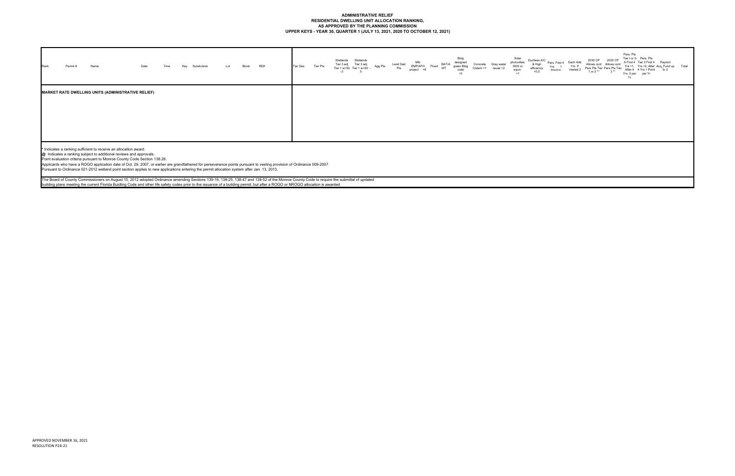# ADMINISTRATIVE RELIEF
## RESIDENTIAL DWELLING UNIT ALLOCATION RANKING, AS APPROVED BY THE PLANNING COMMISSION
## UPPER KEYS - YEAR 30, QUARTER 1 (JULY 13, 2021, 2020 TO OCTOBER 12, 2021)

| Rank | Permit # | Name | Date | Time | Key | Subdivision | Lot | Block | RE# | Tier Des. | Tier Pts | Wetlands Tier 3 adj Tier 1 w>50 -3 | Wetlands Tier 3 adj Tier 1 w<50 - 5 | Agg Pts | Land Ded Pts | Mkt EMP/AFH project +6 | Flood | BAT/A WT | Bldg designed green Bldg code +3 | Concrete Cistern +1 | Gray water reuse +2 | Solar photovoltaic 3KW or equiv. +1 | Ductless A/C & High efficiency +0.5 | Pers. First 4 Yrs 1 (Baseline) | Each Add Yrs If Vested 2 | 2030 CP Allows cont Pers Pts Tier 1 or 2 ** | 2030 CP Allows cont Pers Pts Tier 3 ** | Pers. Pts Tier I or 3- A First 4 Yrs +1, After 4 Yrs .5 per Yr | Pers. Pts Tier 3 First 4 Yrs +2, After 4 Yrs 1 Point per Yr | Paymnt Acq_Fund up to 2 | Total |
|---|---|---|---|---|---|---|---|---|---|---|---|---|---|---|---|---|---|---|---|---|---|---|---|---|---|---|---|---|---|---|---|
| **MARKET RATE DWELLING UNITS (ADMINISTRATIVE RELIEF)** | | | | | | | | | | | | | | | | | | | | | | | | | | | | | | | |

\* Indicates a ranking sufficient to receive an allocation award.
@ Indicates a ranking subject to additional reviews and approvals.
Point evaluation criteria pursuant to Monroe County Code Section 138.28.
Applicants who have a ROGO application date of Oct. 29, 2007, or earlier are grandfathered for perseverance points pursuant to vesting provision of Ordinance 009-2007.
Pursuant to Ordinance 021-2012 wetland point section applies to new applications entering the permit allocation system after Jan. 13, 2013.

The Board of County Commissioners on August 15, 2012 adopted Ordinance amending Sections 139-19, 138-25, 138-47 and 138-52 of the Monroe County Code to require the submittal of updated building plans meeting the current Florida Buidling Code and other life safety codes prior to the issuance of a building permit, but after a ROGO or NROGO allocation is awarded.

APPROVED NOVEMBER 16, 2021
RESOLUTION P24-21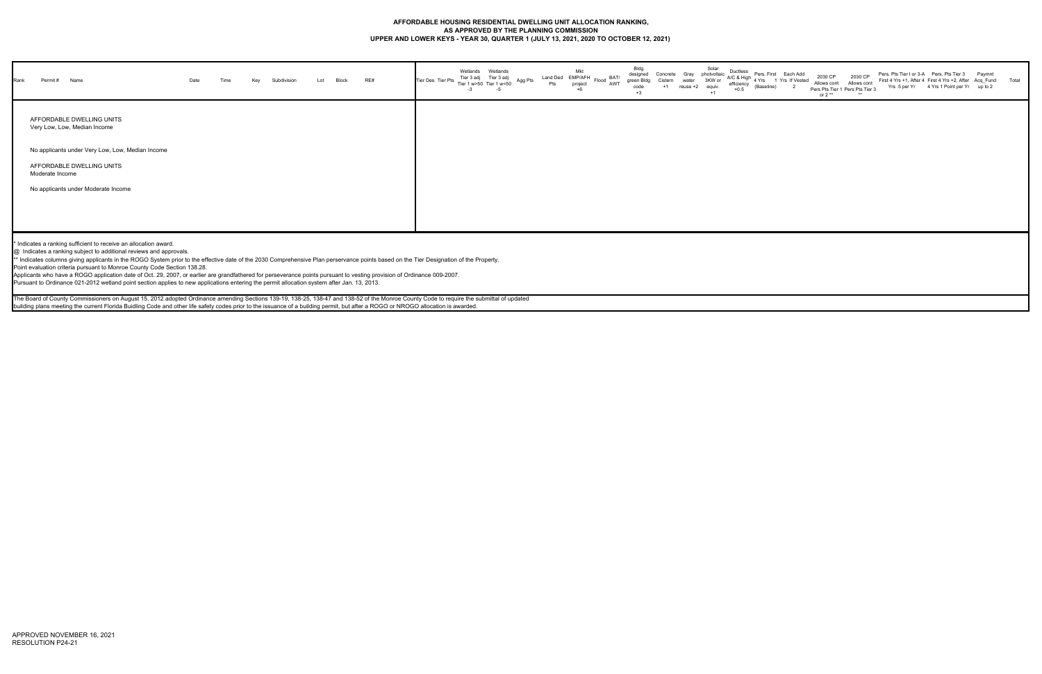# AFFORDABLE HOUSING RESIDENTIAL DWELLING UNIT ALLOCATION RANKING,
## AS APPROVED BY THE PLANNING COMMISSION
## UPPER AND LOWER KEYS - YEAR 30, QUARTER 1 (JULY 13, 2021, 2020 TO OCTOBER 12, 2021)

| Rank | Permit # | Name | Date | Time | Key | Subdivision | Lot | Block | RE# | Tier Des. | Tier Pts | Wetlands Tier 3 adj Tier 1 w>50 -3 | Wetlands Tier 3 adj Tier 1 w<50 -5 | Agg Pts | Land Ded Pts | Mkt EMP/AFH project +6 | Flood | BAT/ AWT | Bldg designed green Bldg code +3 | Concrete Cistern +1 | Gray water reuse +2 | Solar photvoltaic 3KW or equiv. +1 | Ductless A/C & High efficiency +0.5 | Pers. First 4 Yrs (Baseline) | Each Add 1 Yrs If Vested 2 | 2030 CP Allows cont Pers Pts Tier 1 or 2 ** | 2030 CP Allows cont Pers Pts Tier 3 ** | Pers. Pts Tier I or 3-A First 4 Yrs +1, After 4 Yrs .5 per Yr | Pers. Pts Tier 3 First 4 Yrs +2, After 4 Yrs 1 Point per Yr | Paymnt Acq_Fund up to 2 | Total |
|---|---|---|---|---|---|---|---|---|---|---|---|---|---|---|---|---|---|---|---|---|---|---|---|---|---|---|---|---|---|---|---|

AFFORDABLE DWELLING UNITS
Very Low, Low, Median Income

No applicants under Very Low, Low, Median Income

AFFORDABLE DWELLING UNITS
Moderate Income

No applicants under Moderate Income

\* Indicates a ranking sufficient to receive an allocation award.
@ Indicates a ranking subject to additional reviews and approvals.
\*\* Indicates columns giving applicants in the ROGO System prior to the effective date of the 2030 Comprehensive Plan perservance points based on the Tier Designation of the Property.
Point evaluation criteria pursuant to Monroe County Code Section 138.28.
Applicants who have a ROGO application date of Oct. 29, 2007, or earlier are grandfathered for perseverance points pursuant to vesting provision of Ordinance 009-2007.
Pursuant to Ordinance 021-2012 wetland point section applies to new applications entering the permit allocation system after Jan. 13, 2013.

The Board of County Commissioners on August 15, 2012 adopted Ordinance amending Sections 139-19, 138-25, 138-47 and 138-52 of the Monroe County Code to require the submittal of updated building plans meeting the current Florida Buidling Code and other life safety codes prior to the issuance of a building permit, but after a ROGO or NROGO allocation is awarded.

APPROVED NOVEMBER 16, 2021
RESOLUTION P24-21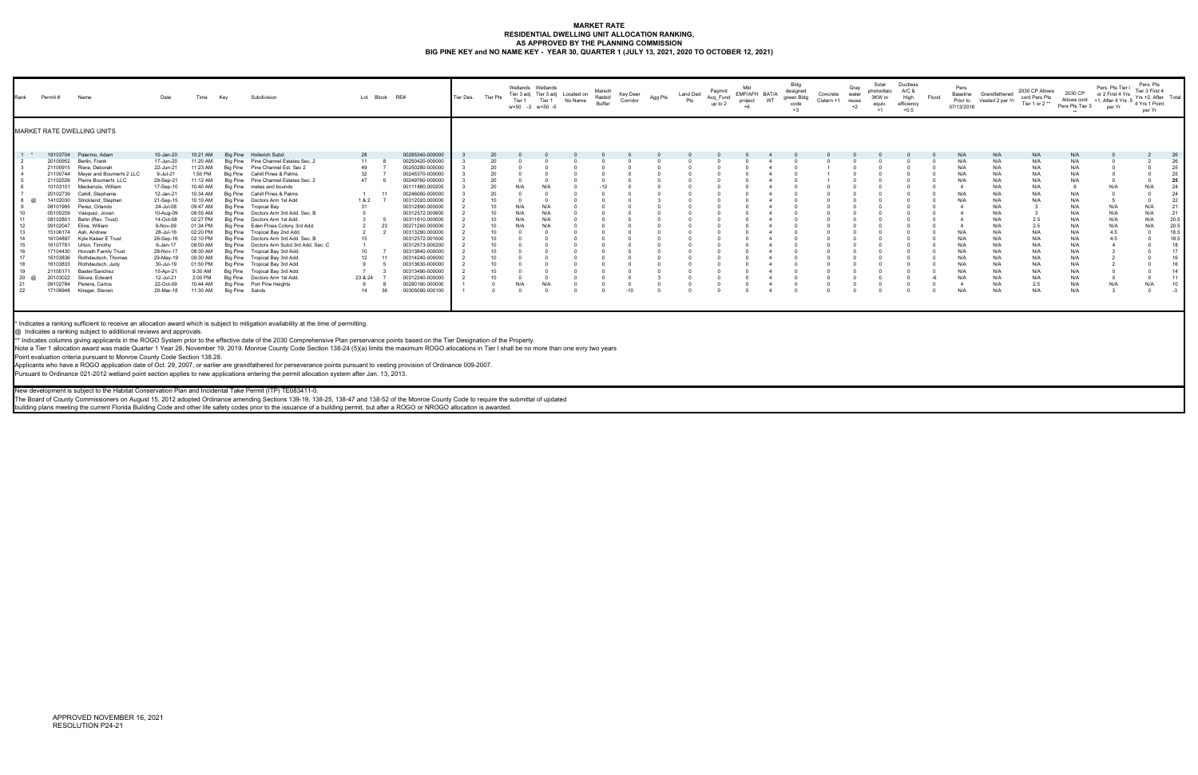# MARKET RATE
## RESIDENTIAL DWELLING UNIT ALLOCATION RANKING,
## AS APPROVED BY THE PLANNING COMMISSION
## BIG PINE KEY and NO NAME KEY - YEAR 30, QUARTER 1 (JULY 13, 2021, 2020 TO OCTOBER 12, 2021)

| Rank | Permit # | Name | Date | Time | Key | Subdivision | Lot | Block | RE# | Tier Des. | Tier Pts | Wetlands Tier 3 adj Tier 1 w>50 -3 | Wetlands Tier 3 adj Tier 1 w<50 -5 | Located on No Name | Marsch Rabbit/ Buffer | Key Deer Corridor | Agg Pts | Land Ded Pts | Paymnt Acq_Fund up to 2 | Mkt EMP/AFH project +6 | BAT/A WT | Bldg designed green Bldg code +3 | Concrete Cistern +1 | Gray water reuse +2 | Solar photovoltaic 3KW or equiv. +1 | Ductless A/C & High efficiency +0.5 | Flood | Pers. Baseline Prior to 07/13/2016 | Grandfathered Vested 2 per Yr | 2030 CP Allows cont Pers Pts Tier 1 or 2 ** | 2030 CP Allows cont Pers Pts Tier 3 ** | Pers. Pts Tier I or 2 First 4 Yrs +1, After 4 Yrs .5 per Yr | Pers. Pts Tier 3 First 4 Yrs +2, After 4 Yrs 1 Point per Yr | Total |
|---|---|---|---|---|---|---|---|---|---|---|---|---|---|---|---|---|---|---|---|---|---|---|---|---|---|---|---|---|---|---|---|---|---|---|
| MARKET RATE DWELLING UNITS | | | | | | | | | | | | | | | | | | | | | | | | | | | | | | | | | | |
| 1 * | 19103704 | Palermo, Adam | 10-Jan-20 | 10:21 AM | Big Pine | Hollerich Subd. | 28 | | 00285340-000000 | 3 | 20 | 0 | 0 | 0 | 0 | 0 | 0 | 0 | 0 | 0 | 4 | 0 | 0 | 0 | 0 | 0 | 0 | N/A | N/A | N/A | N/A | 0 | 2 | 26 |
| 2 | 20100952 | Berlin, Frank | 17-Jun-20 | 11:20 AM | Big Pine | Pine Channel Estates Sec. 2 | 11 | 8 | 00250420-000000 | 3 | 20 | 0 | 0 | 0 | 0 | 0 | 0 | 0 | 0 | 0 | 4 | 0 | 0 | 0 | 0 | 0 | 0 | N/A | N/A | N/A | N/A | 0 | 2 | 26 |
| 3 | 21100915 | Riera, Deborah | 22-Jun-21 | 11:23 AM | Big Pine | Pine Channel Est. Sec 2 | 49 | 7 | 00250280-000000 | 3 | 20 | 0 | 0 | 0 | 0 | 0 | 0 | 0 | 0 | 0 | 4 | 0 | 1 | 0 | 0 | 0 | 0 | N/A | N/A | N/A | N/A | 0 | 0 | 25 |
| 4 | 21100744 | Meyer and Boumerhi 2 LLC | 9-Jul-21 | 1:50 PM | Big Pine | Cahill Pines & Palms | 32 | 7 | 00245370-000000 | 3 | 20 | 0 | 0 | 0 | 0 | 0 | 0 | 0 | 0 | 0 | 4 | 0 | 1 | 0 | 0 | 0 | 0 | N/A | N/A | N/A | N/A | 0 | 0 | 25 |
| 5 | 21102526 | Pierre Boumerhi LLC | 29-Sep-21 | 11:12 AM | Big Pine | Pine Channel Estates Sec. 2 | 47 | 6 | 00249760-000000 | 3 | 20 | 0 | 0 | 0 | 0 | 0 | 0 | 0 | 0 | 0 | 4 | 0 | 1 | 0 | 0 | 0 | 0 | N/A | N/A | N/A | N/A | 0 | 0 | 25 |
| 6 | 10103101 | Mackenzie, William | 17-Sep-10 | 10:40 AM | Big Pine | metes and bounds | | | 00111880.000205 | 3 | 20 | N/A | N/A | 0 | -10 | 0 | 0 | 0 | 0 | 0 | 4 | 0 | 0 | 0 | 0 | 0 | 0 | 4 | N/A | N/A | 6 | N/A | N/A | 24 |
| 7 | 20102739 | Cahill, Stephanie | 12-Jan-21 | 10:34 AM | Big Pine | Cahill Pines & Palms | 1 | 11 | 00246060-000000 | 3 | 20 | 0 | 0 | 0 | 0 | 0 | 0 | 0 | 0 | 0 | 4 | 0 | 0 | 0 | 0 | 0 | 0 | N/A | N/A | N/A | N/A | 0 | 0 | 24 |
| 8 @ | 14102030 | Strickland, Stephen | 21-Sep-15 | 10:10 AM | Big Pine | Doctors Arm 1st Add | 1 & 2 | 7 | 00312020.000000 | 2 | 10 | 0 | 0 | 0 | 0 | 0 | 3 | 0 | 0 | 0 | 4 | 0 | 0 | 0 | 0 | 0 | 0 | N/A | N/A | N/A | N/A | 5 | 0 | 22 |
| 9 | 08101995 | Perez, Orlando | 24-Jul-08 | 09:47 AM | Big Pine | Tropical Bay | 31 | | 00312890.000000 | 2 | 10 | N/A | N/A | 0 | 0 | 0 | 0 | 0 | 0 | 0 | 4 | 0 | 0 | 0 | 0 | 0 | 0 | 4 | N/A | 3 | N/A | N/A | N/A | 21 |
| 10 | 05100259 | Vasquez, Jovan | 10-Aug-09 | 08:55 AM | Big Pine | Doctors Arm 3rd Add. Sec. B | 5 | | 00312572.000600 | 2 | 10 | N/A | N/A | 0 | 0 | 0 | 0 | 0 | 0 | 0 | 4 | 0 | 0 | 0 | 0 | 0 | 0 | 4 | N/A | 3 | N/A | N/A | N/A | 21 |
| 11 | 08102801 | Bahn (Rev. Trust) | 14-Oct-08 | 02:27 PM | Big Pine | Doctors Arm 1st Add. | 3 | 5 | 00311610.000000 | 2 | 10 | N/A | N/A | 0 | 0 | 0 | 0 | 0 | 0 | 0 | 4 | 0 | 0 | 0 | 0 | 0 | 0 | 4 | N/A | 2.5 | N/A | N/A | N/A | 20.5 |
| 12 | 09102047 | Eline, William | 9-Nov-09 | 01:34 PM | Big Pine | Eden Pines Colony 3rd Add. | 2 | 23 | 00271260.000000 | 2 | 10 | N/A | N/A | 0 | 0 | 0 | 0 | 0 | 0 | 0 | 4 | 0 | 0 | 0 | 0 | 0 | 0 | 4 | N/A | 2.5 | N/A | N/A | N/A | 20.5 |
| 13 | 15106174 | Ash, Andrew | 28-Jul-16 | 02:20 PM | Big Pine | Tropical Bay 2nd Add. | 2 | 2 | 00313290.000000 | 2 | 10 | 0 | 0 | 0 | 0 | 0 | 0 | 0 | 0 | 0 | 4 | 0 | 0 | 0 | 0 | 0 | 0 | N/A | N/A | N/A | N/A | 4.5 | 0 | 18.5 |
| 14 | 16104897 | Kyle Kaiser E Trust | 26-Sep-16 | 02:10 PM | Big Pine | Doctors Arm 3rd Add. Sec. B | 15 | | 00312572.001600 | 2 | 10 | 0 | 0 | 0 | 0 | 0 | 0 | 0 | 0 | 0 | 4 | 0 | 0 | 0 | 0 | 0 | 0 | N/A | N/A | N/A | N/A | 4.5 | 0 | 18.5 |
| 15 | 16107781 | Urton, Timothy | 6-Jan-17 | 09:00 AM | Big Pine | Doctors Arm Subd 3rd Add. Sec. C | 1 | | 00312573-000200 | 2 | 10 | 0 | 0 | 0 | 0 | 0 | 0 | 0 | 0 | 0 | 4 | 0 | 0 | 0 | 0 | 0 | 0 | N/A | N/A | N/A | N/A | 4 | 0 | 18 |
| 16 | 17104430 | Horvath Family Trust | 28-Nov-17 | 08:30 AM | Big Pine | Tropical Bay 3rd Add. | 10 | 7 | 00313840-000000 | 2 | 10 | 0 | 0 | 0 | 0 | 0 | 0 | 0 | 0 | 0 | 4 | 0 | 0 | 0 | 0 | 0 | 0 | N/A | N/A | N/A | N/A | 3 | 0 | 17 |
| 17 | 16103836 | Rothdeutsch, Thomas | 29-May-19 | 09:30 AM | Big Pine | Tropical Bay 3rd Add. | 12 | 11 | 00314240-000000 | 2 | 10 | 0 | 0 | 0 | 0 | 0 | 0 | 0 | 0 | 0 | 4 | 0 | 0 | 0 | 0 | 0 | 0 | N/A | N/A | N/A | N/A | 2 | 0 | 16 |
| 18 | 16103833 | Rothdeutsch, Judy | 30-Jul-19 | 01:50 PM | Big Pine | Tropical Bay 3rd Add | 9 | 5 | 00313630-000000 | 2 | 10 | 0 | 0 | 0 | 0 | 0 | 0 | 0 | 0 | 0 | 4 | 0 | 0 | 0 | 0 | 0 | 0 | N/A | N/A | N/A | N/A | 2 | 0 | 16 |
| 19 | 21100171 | Baster/Sanchez | 15-Apr-21 | 9:30 AM | Big Pine | Tropical Bay 3rd Add. | 7 | 3 | 00313490-000000 | 2 | 10 | 0 | 0 | 0 | 0 | 0 | 0 | 0 | 0 | 0 | 4 | 0 | 0 | 0 | 0 | 0 | 0 | N/A | N/A | N/A | N/A | 0 | 0 | 14 |
| 20 @ | 20103022 | Sikora, Edward | 12-Jul-21 | 2:00 PM | Big Pine | Doctors Arm 1st Add. | 23 & 24 | 7 | 00312240-000000 | 2 | 10 | 0 | 0 | 0 | 0 | 0 | 3 | 0 | 0 | 0 | 4 | 0 | 0 | 0 | 0 | 0 | -6 | N/A | N/A | N/A | N/A | 0 | 0 | 11 |
| 21 | 09102784 | Pereira, Carlos | 22-Oct-09 | 10:44 AM | Big Pine | Port Pine Heights | 9 | 8 | 00290190.000000 | 1 | 0 | N/A | N/A | 0 | 0 | 0 | 0 | 0 | 0 | 0 | 4 | 0 | 0 | 0 | 0 | 0 | 0 | 4 | N/A | 2.5 | N/A | N/A | N/A | 10 |
| 22 | 17106948 | Krieger, Steven | 20-Mar-18 | 11:30 AM | Big Pine | Sands | 14 | 36 | 00305090-000100 | 1 | 0 | 0 | 0 | 0 | 0 | -10 | 0 | 0 | 0 | 0 | 4 | 0 | 0 | 0 | 0 | 0 | 0 | N/A | N/A | N/A | N/A | 3 | 0 | -3 |

* Indicates a ranking sufficient to receive an allocation award which is subject to mitigation availability at the time of permitting.

@ Indicates a ranking subject to additional reviews and approvals.

** Indicates columns giving applicants in the ROGO System prior to the effective date of the 2030 Comprehensive Plan perservance points based on the Tier Designation of the Property.

Note a Tier 1 allocation award was made Quarter 1 Year 28, November 19, 2019. Monroe County Code Section 138-24 (5)(a) limits the maximum ROGO allocations in Tier I shall be no more than one evry two years

Point evaluation criteria pursuant to Monroe County Code Section 138.28.

Applicants who have a ROGO application date of Oct. 29, 2007, or earlier are grandfathered for perseverance points pursuant to vesting provision of Ordinance 009-2007.

Pursuant to Ordinance 021-2012 wetland point section applies to new applications entering the permit allocation system after Jan. 13, 2013.

New development is subject to the Habitat Conservation Plan and Incidental Take Permit (ITP) TE083411-0.

The Board of County Commissioners on August 15, 2012 adopted Ordinance amending Sections 139-19, 138-25, 138-47 and 138-52 of the Monroe County Code to require the submittal of updated building plans meeting the current Florida Building Code and other life safety codes prior to the issuance of a building permit, but after a ROGO or NROGO allocation is awarded.

APPROVED NOVEMBER 16, 2021
RESOLUTION P24-21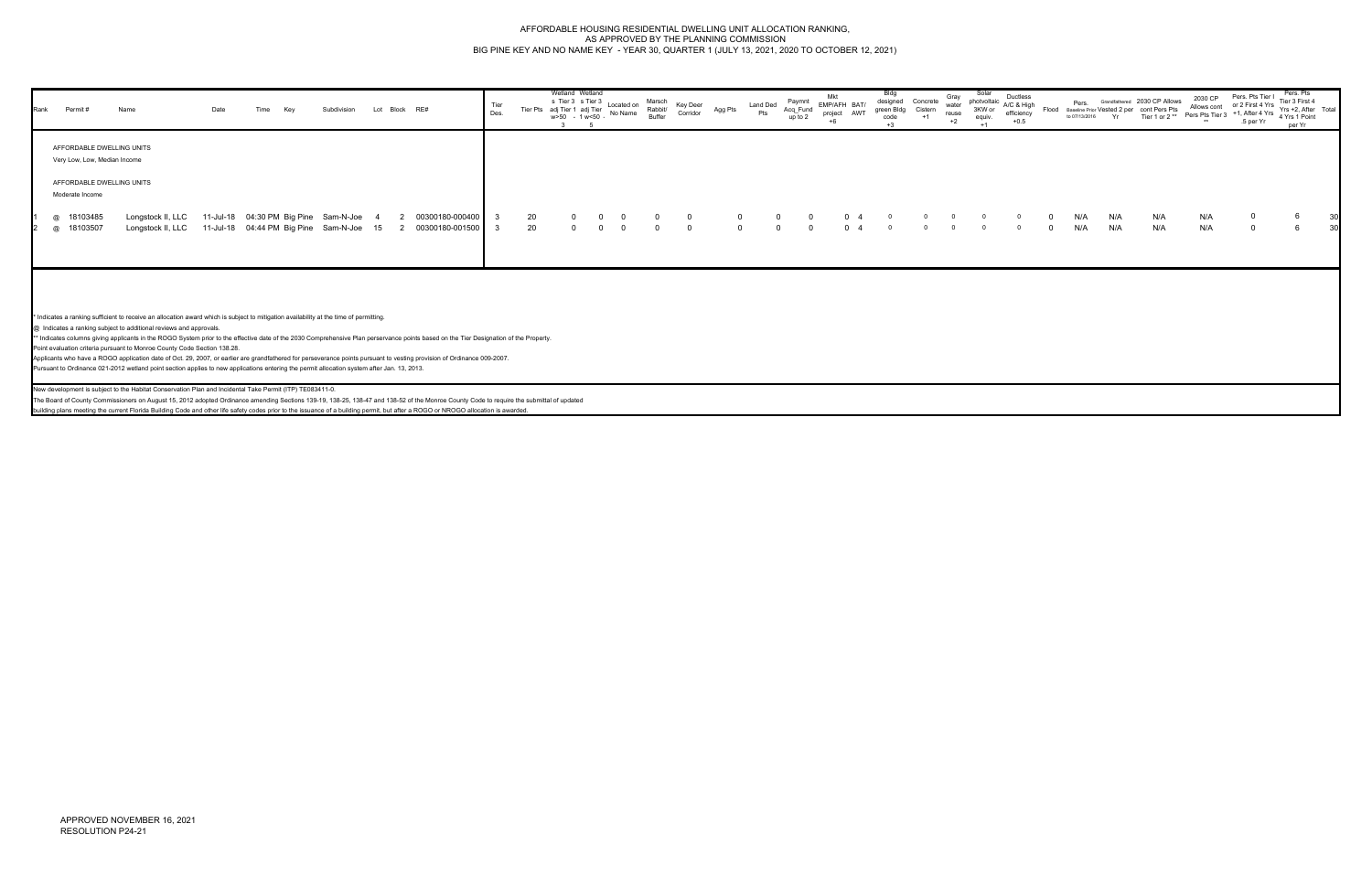# AFFORDABLE HOUSING RESIDENTIAL DWELLING UNIT ALLOCATION RANKING,
## AS APPROVED BY THE PLANNING COMMISSION
## BIG PINE KEY AND NO NAME KEY - YEAR 30, QUARTER 1 (JULY 13, 2021, 2020 TO OCTOBER 12, 2021)

| Rank | Permit # | Name | Date | Time | Key | Subdivision | Lot | Block | RE# | Tier Des. | Tier Pts | Wetland s Tier 3 adj Tier 1 w>50 3 | Wetland s Tier 3 adj Tier 1 w<50 5 | Located on No Name | Marsch Rabbit/ Buffer | Key Deer Corridor | Agg Pts | Land Ded Pts | Paymnt Acq_Fund up to 2 | Mkt EMP/AFH project +6 | BAT/ AWT | Bldg designed green Bldg code +3 | Concrete Cistern +1 | Gray water reuse +2 | Solar photvoltaic 3KW or equiv. +1 | Ductless A/C & High efficiency +0.5 | Flood | Pers. Baseline Prior to 07/13/2016 | Grandfathered Vested 2 per Yr | 2030 CP Allows cont Pers Pts Tier 1 or 2 ** | 2030 CP Allows cont Pers Pts Tier 3 ** | Pers. Pts Tier I or 2 First 4 Yrs +1, After 4 Yrs .5 per Yr | Pers. Pts Tier 3 First 4 Yrs +2, After 4 Yrs 1 Point per Yr | Total |
|---|---|---|---|---|---|---|---|---|---|---|---|---|---|---|---|---|---|---|---|---|---|---|---|---|---|---|---|---|---|---|---|---|---|---|
| | AFFORDABLE DWELLING UNITS | | | | | | | | | | | | | | | | | | | | | | | | | | | | | | | | | |
| | Very Low, Low, Median Income | | | | | | | | | | | | | | | | | | | | | | | | | | | | | | | | | |
| | AFFORDABLE DWELLING UNITS | | | | | | | | | | | | | | | | | | | | | | | | | | | | | | | | | |
| | Moderate Income | | | | | | | | | | | | | | | | | | | | | | | | | | | | | | | | | |
| 1 | @ 18103485 | Longstock II, LLC | 11-Jul-18 | 04:30 PM | Big Pine | Sam-N-Joe | 4 | 2 | 00300180-000400 | 3 | 20 | 0 | 0 | 0 | 0 | 0 | 0 | 0 | 0 | 0 | 4 | 0 | 0 | 0 | 0 | 0 | 0 | N/A | N/A | N/A | N/A | 0 | 6 | 30 |
| 2 | @ 18103507 | Longstock II, LLC | 11-Jul-18 | 04:44 PM | Big Pine | Sam-N-Joe | 15 | 2 | 00300180-001500 | 3 | 20 | 0 | 0 | 0 | 0 | 0 | 0 | 0 | 0 | 0 | 4 | 0 | 0 | 0 | 0 | 0 | 0 | N/A | N/A | N/A | N/A | 0 | 6 | 30 |

* Indicates a ranking sufficient to receive an allocation award which is subject to mitigation availability at the time of permitting.

@ Indicates a ranking subject to additional reviews and approvals.

** Indicates columns giving applicants in the ROGO System prior to the effective date of the 2030 Comprehensive Plan perservance points based on the Tier Designation of the Property.

Point evaluation criteria pursuant to Monroe County Code Section 138.28.

Applicants who have a ROGO application date of Oct. 29, 2007, or earlier are grandfathered for perseverance points pursuant to vesting provision of Ordinance 009-2007.

Pursuant to Ordinance 021-2012 wetland point section applies to new applications entering the permit allocation system after Jan. 13, 2013.

New development is subject to the Habitat Conservation Plan and Incidental Take Permit (ITP) TE083411-0.

The Board of County Commissioners on August 15, 2012 adopted Ordinance amending Sections 139-19, 138-25, 138-47 and 138-52 of the Monroe County Code to require the submittal of updated building plans meeting the current Florida Building Code and other life safety codes prior to the issuance of a building permit, but after a ROGO or NROGO allocation is awarded.

APPROVED NOVEMBER 16, 2021
RESOLUTION P24-21